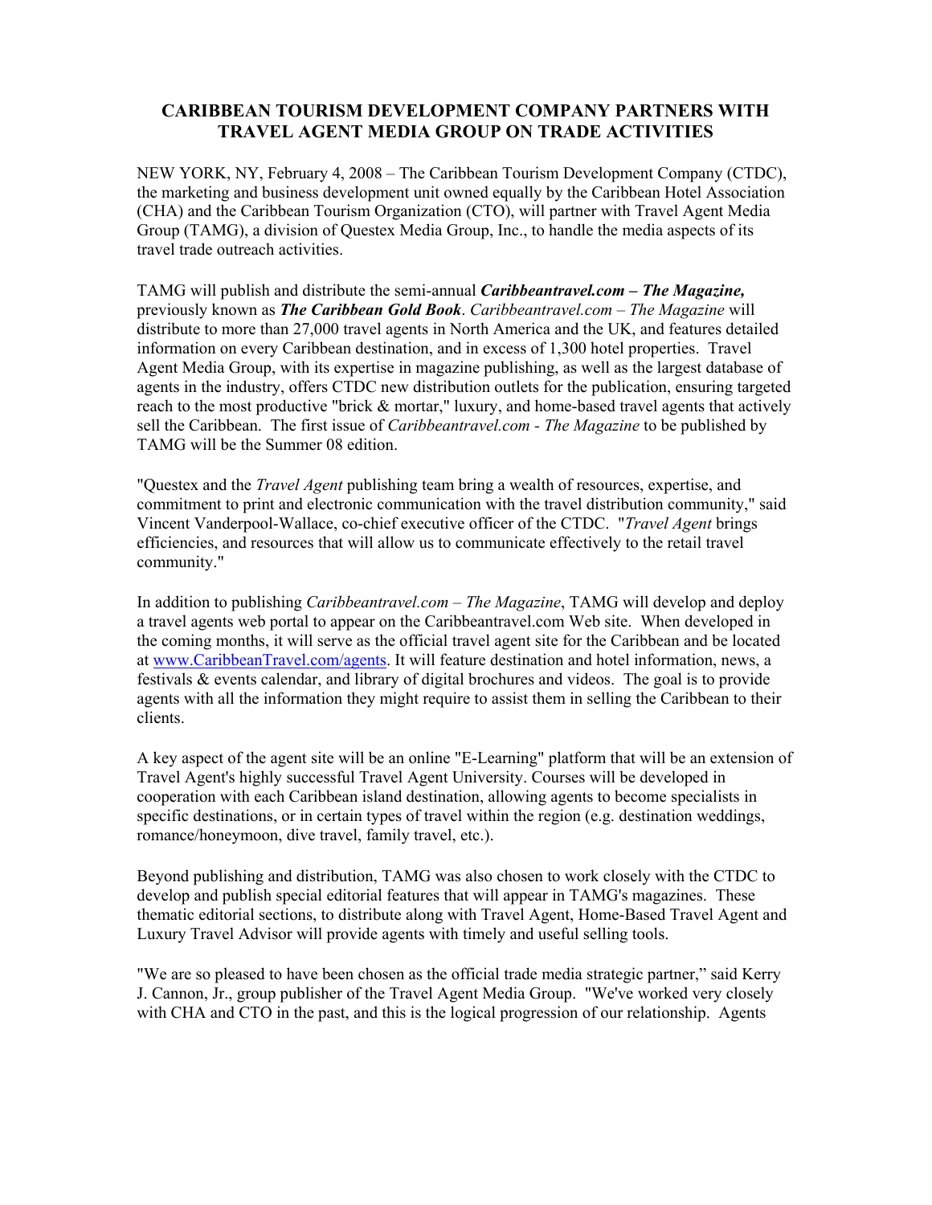# CARIBBEAN TOURISM DEVELOPMENT COMPANY PARTNERS WITH TRAVEL AGENT MEDIA GROUP ON TRADE ACTIVITIES

NEW YORK, NY, February 4, 2008 – The Caribbean Tourism Development Company (CTDC), the marketing and business development unit owned equally by the Caribbean Hotel Association (CHA) and the Caribbean Tourism Organization (CTO), will partner with Travel Agent Media Group (TAMG), a division of Questex Media Group, Inc., to handle the media aspects of its travel trade outreach activities.

TAMG will publish and distribute the semi-annual ***Caribbeantravel.com – The Magazine,*** previously known as ***The Caribbean Gold Book***. *Caribbeantravel.com – The Magazine* will distribute to more than 27,000 travel agents in North America and the UK, and features detailed information on every Caribbean destination, and in excess of 1,300 hotel properties. Travel Agent Media Group, with its expertise in magazine publishing, as well as the largest database of agents in the industry, offers CTDC new distribution outlets for the publication, ensuring targeted reach to the most productive "brick & mortar," luxury, and home-based travel agents that actively sell the Caribbean. The first issue of *Caribbeantravel.com - The Magazine* to be published by TAMG will be the Summer 08 edition.

"Questex and the *Travel Agent* publishing team bring a wealth of resources, expertise, and commitment to print and electronic communication with the travel distribution community," said Vincent Vanderpool-Wallace, co-chief executive officer of the CTDC. "*Travel Agent* brings efficiencies, and resources that will allow us to communicate effectively to the retail travel community."

In addition to publishing *Caribbeantravel.com – The Magazine*, TAMG will develop and deploy a travel agents web portal to appear on the Caribbeantravel.com Web site. When developed in the coming months, it will serve as the official travel agent site for the Caribbean and be located at [www.CaribbeanTravel.com/agents](www.CaribbeanTravel.com/agents). It will feature destination and hotel information, news, a festivals & events calendar, and library of digital brochures and videos. The goal is to provide agents with all the information they might require to assist them in selling the Caribbean to their clients.

A key aspect of the agent site will be an online "E-Learning" platform that will be an extension of Travel Agent's highly successful Travel Agent University. Courses will be developed in cooperation with each Caribbean island destination, allowing agents to become specialists in specific destinations, or in certain types of travel within the region (e.g. destination weddings, romance/honeymoon, dive travel, family travel, etc.).

Beyond publishing and distribution, TAMG was also chosen to work closely with the CTDC to develop and publish special editorial features that will appear in TAMG's magazines. These thematic editorial sections, to distribute along with Travel Agent, Home-Based Travel Agent and Luxury Travel Advisor will provide agents with timely and useful selling tools.

"We are so pleased to have been chosen as the official trade media strategic partner," said Kerry J. Cannon, Jr., group publisher of the Travel Agent Media Group. "We've worked very closely with CHA and CTO in the past, and this is the logical progression of our relationship. Agents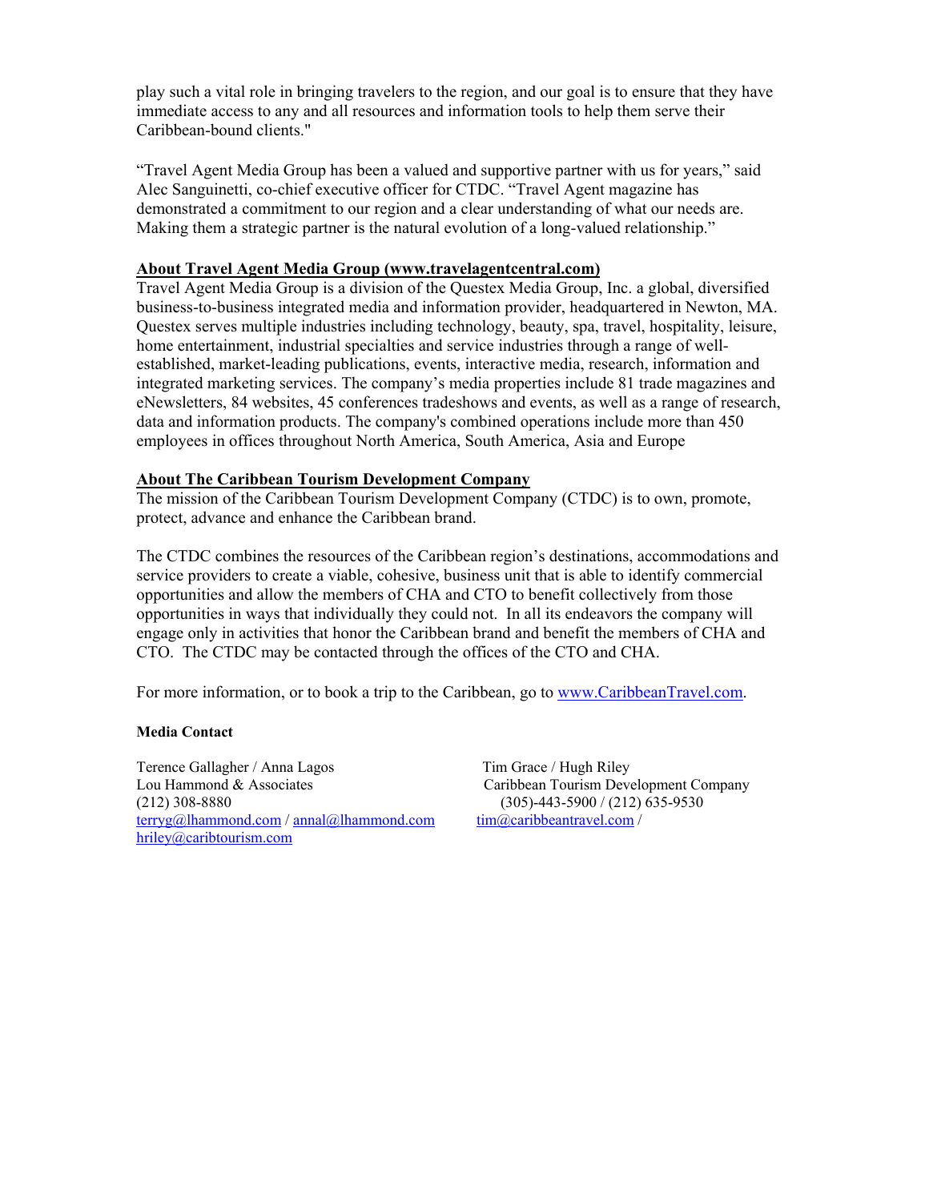play such a vital role in bringing travelers to the region, and our goal is to ensure that they have immediate access to any and all resources and information tools to help them serve their Caribbean-bound clients."

"Travel Agent Media Group has been a valued and supportive partner with us for years," said Alec Sanguinetti, co-chief executive officer for CTDC. "Travel Agent magazine has demonstrated a commitment to our region and a clear understanding of what our needs are. Making them a strategic partner is the natural evolution of a long-valued relationship."

**About Travel Agent Media Group (www.travelagentcentral.com)**

Travel Agent Media Group is a division of the Questex Media Group, Inc. a global, diversified business-to-business integrated media and information provider, headquartered in Newton, MA. Questex serves multiple industries including technology, beauty, spa, travel, hospitality, leisure, home entertainment, industrial specialties and service industries through a range of well-established, market-leading publications, events, interactive media, research, information and integrated marketing services. The company's media properties include 81 trade magazines and eNewsletters, 84 websites, 45 conferences tradeshows and events, as well as a range of research, data and information products. The company's combined operations include more than 450 employees in offices throughout North America, South America, Asia and Europe

**About The Caribbean Tourism Development Company**

The mission of the Caribbean Tourism Development Company (CTDC) is to own, promote, protect, advance and enhance the Caribbean brand.

The CTDC combines the resources of the Caribbean region's destinations, accommodations and service providers to create a viable, cohesive, business unit that is able to identify commercial opportunities and allow the members of CHA and CTO to benefit collectively from those opportunities in ways that individually they could not. In all its endeavors the company will engage only in activities that honor the Caribbean brand and benefit the members of CHA and CTO. The CTDC may be contacted through the offices of the CTO and CHA.

For more information, or to book a trip to the Caribbean, go to www.CaribbeanTravel.com.

**Media Contact**

Terence Gallagher / Anna Lagos
Lou Hammond & Associates
(212) 308-8880
terryg@lhammond.com / annal@lhammond.com

Tim Grace / Hugh Riley
Caribbean Tourism Development Company
(305)-443-5900 / (212) 635-9530
tim@caribbeantravel.com / hriley@caribtourism.com